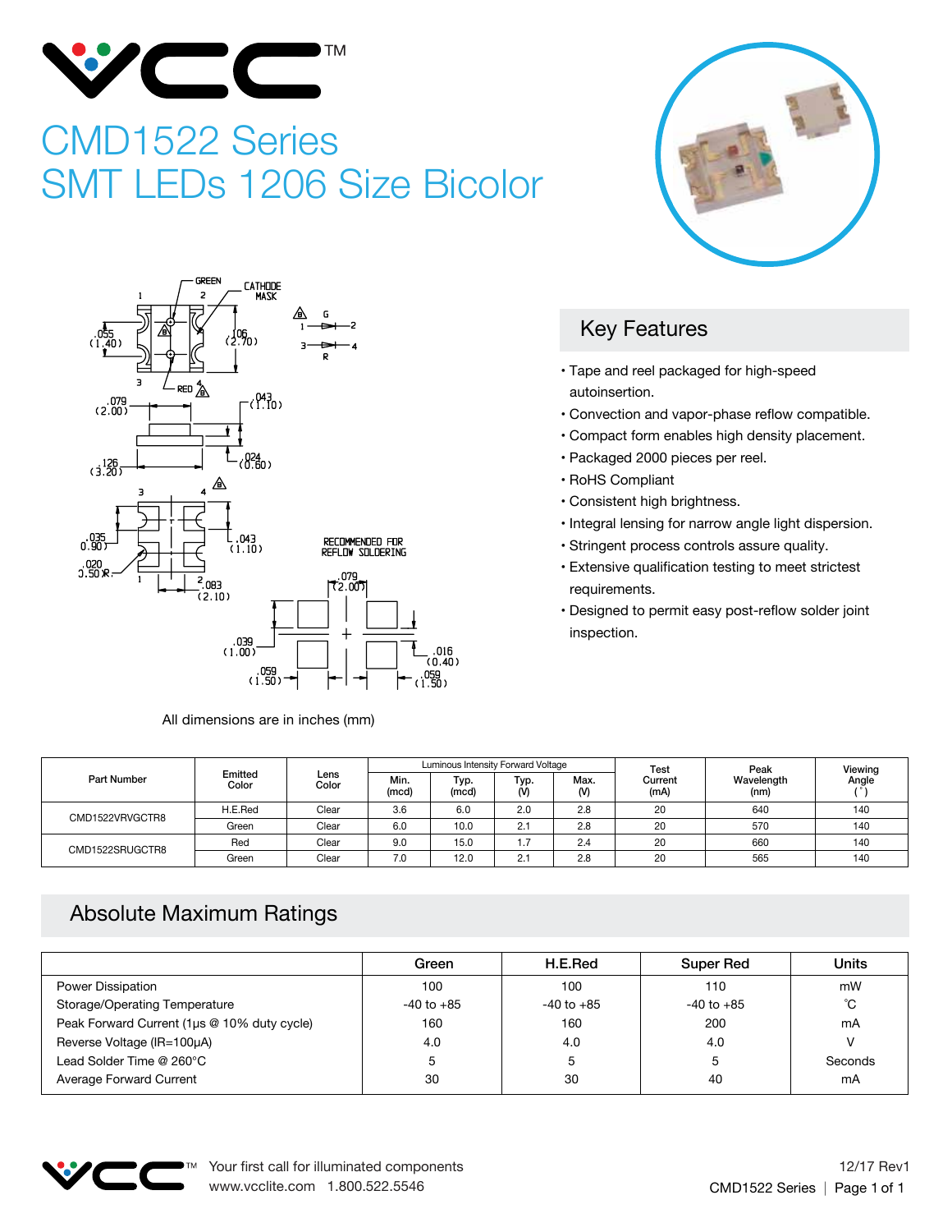# CMD1522 Series
# SMT LEDs 1206 Size Bicolor

All dimensions are in inches (mm)

## Key Features

- Tape and reel packaged for high-speed autoinsertion.
- Convection and vapor-phase reflow compatible.
- Compact form enables high density placement.
- Packaged 2000 pieces per reel.
- RoHS Compliant
- Consistent high brightness.
- Integral lensing for narrow angle light dispersion.
- Stringent process controls assure quality.
- Extensive qualification testing to meet strictest requirements.
- Designed to permit easy post-reflow solder joint inspection.

| Part Number | Emitted Color | Lens Color | Luminous Intensity Min. (mcd) | Luminous Intensity Typ. (mcd) | Forward Voltage Typ. (V) | Forward Voltage Max. (V) | Test Current (mA) | Peak Wavelength (nm) | Viewing Angle (°) |
|---|---|---|---|---|---|---|---|---|---|
| CMD1522VRVGCTR8 | H.E.Red | Clear | 3.6 | 6.0 | 2.0 | 2.8 | 20 | 640 | 140 |
| | Green | Clear | 6.0 | 10.0 | 2.1 | 2.8 | 20 | 570 | 140 |
| CMD1522SRUGCTR8 | Red | Clear | 9.0 | 15.0 | 1.7 | 2.4 | 20 | 660 | 140 |
| | Green | Clear | 7.0 | 12.0 | 2.1 | 2.8 | 20 | 565 | 140 |

## Absolute Maximum Ratings

| | Green | H.E.Red | Super Red | Units |
|---|---|---|---|---|
| Power Dissipation | 100 | 100 | 110 | mW |
| Storage/Operating Temperature | -40 to +85 | -40 to +85 | -40 to +85 | °C |
| Peak Forward Current (1µs @ 10% duty cycle) | 160 | 160 | 200 | mA |
| Reverse Voltage (IR=100µA) | 4.0 | 4.0 | 4.0 | V |
| Lead Solder Time @ 260°C | 5 | 5 | 5 | Seconds |
| Average Forward Current | 30 | 30 | 40 | mA |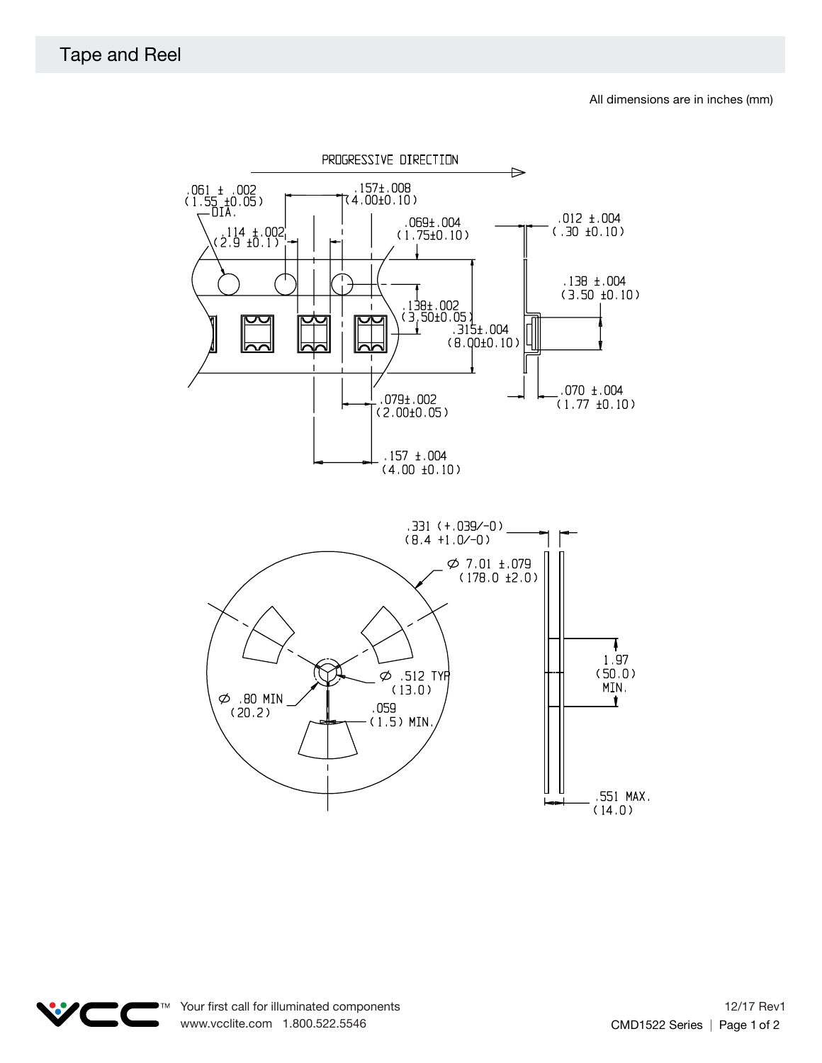## Tape and Reel

All dimensions are in inches (mm)

PROGRESSIVE DIRECTION

.061 ± .002
(1.55 ±0.05)
DIA.

.157±.008
(4.00±0.10)

.114 ±.002
(2.9 ±0.1)

.069±.004
(1.75±0.10)

.012 ±.004
(.30 ±0.10)

.138 ±.004
(3.50 ±0.10)

.138±.002
(3.50±0.05)

.315±.004
(8.00±0.10)

.079±.002
(2.00±0.05)

.070 ±.004
(1.77 ±0.10)

.157 ±.004
(4.00 ±0.10)

.331 (+.039/-0)
(8.4 +1.0/-0)

Ø 7.01 ±.079
(178.0 ±2.0)

Ø .512 TYP
(13.0)

Ø .80 MIN
(20.2)

.059
(1.5) MIN.

1.97
(50.0)
MIN.

.551 MAX.
(14.0)